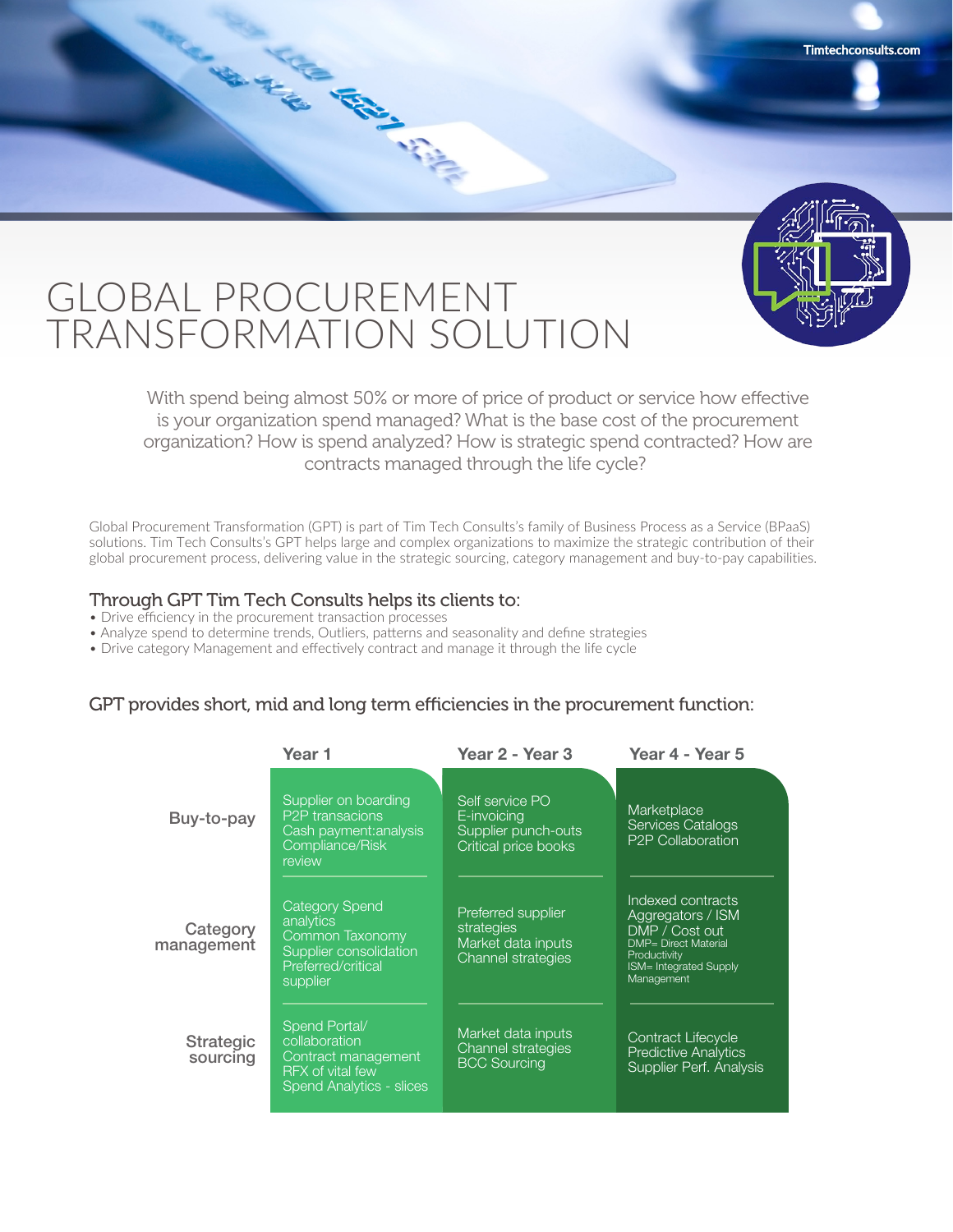# GLOBAL PROCUREMENT TRANSFORMATION SOLUTION

With spend being almost 50% or more of price of product or service how effective is your organization spend managed? What is the base cost of the procurement organization? How is spend analyzed? How is strategic spend contracted? How are contracts managed through the life cycle?

Global Procurement Transformation (GPT) is part of Tim Tech Consults's family of Business Process as a Service (BPaaS) solutions. Tim Tech Consults's GPT helps large and complex organizations to maximize the strategic contribution of their global procurement process, delivering value in the strategic sourcing, category management and buy-to-pay capabilities.

## Through GPT Tim Tech Consults helps its clients to:

- Drive efficiency in the procurement transaction processes
- Analyze spend to determine trends, Outliers, patterns and seasonality and define strategies
- Drive category Management and effectively contract and manage it through the life cycle

## GPT provides short, mid and long term efficiencies in the procurement function:

| | Year 1 | Year 2 - Year 3 | Year 4 - Year 5 |
|---|---|---|---|
| **Buy-to-pay** | Supplier on boarding<br>P2P transacions<br>Cash payment:analysis<br>Compliance/Risk review | Self service PO<br>E-invoicing<br>Supplier punch-outs<br>Critical price books | Marketplace<br>Services Catalogs<br>P2P Collaboration |
| **Category management** | Category Spend analytics<br>Common Taxonomy<br>Supplier consolidation<br>Preferred/critical supplier | Preferred supplier strategies<br>Market data inputs<br>Channel strategies | Indexed contracts<br>Aggregators / ISM<br>DMP / Cost out<br>DMP= Direct Material Productivity<br>ISM= Integrated Supply Management |
| **Strategic sourcing** | Spend Portal/ collaboration<br>Contract management<br>RFX of vital few<br>Spend Analytics - slices | Market data inputs<br>Channel strategies<br>BCC Sourcing | Contract Lifecycle<br>Predictive Analytics<br>Supplier Perf. Analysis |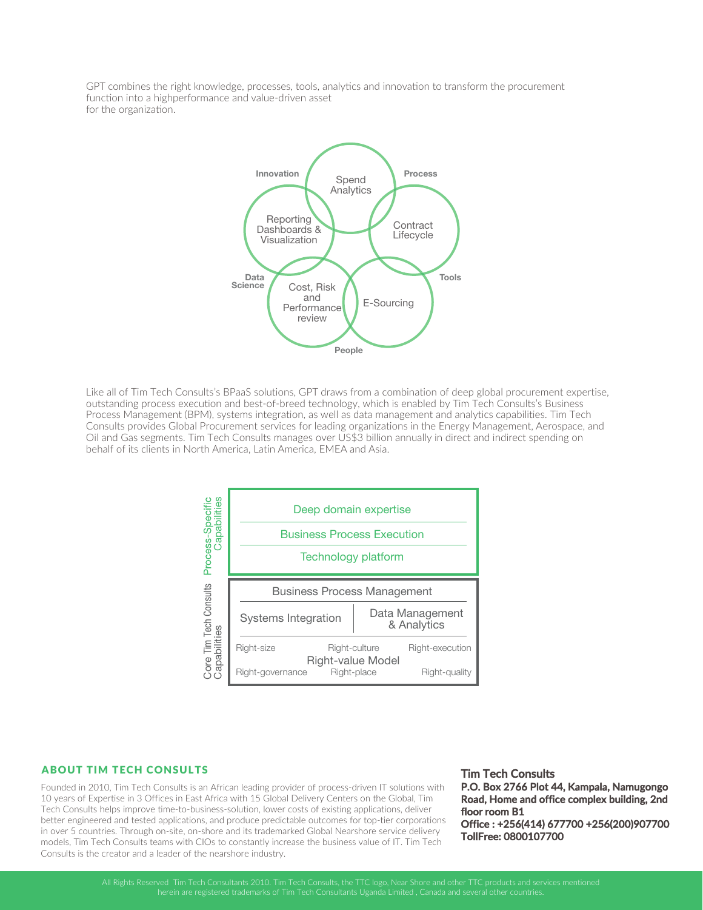GPT combines the right knowledge, processes, tools, analytics and innovation to transform the procurement function into a highperformance and value-driven asset for the organization.

Innovation

Spend Analytics

Process

Reporting Dashboards & Visualization

Contract Lifecycle

Data Science

Tools

Cost, Risk and Performance review

E-Sourcing

People

Like all of Tim Tech Consults's BPaaS solutions, GPT draws from a combination of deep global procurement expertise, outstanding process execution and best-of-breed technology, which is enabled by Tim Tech Consults's Business Process Management (BPM), systems integration, as well as data management and analytics capabilities. Tim Tech Consults provides Global Procurement services for leading organizations in the Energy Management, Aerospace, and Oil and Gas segments. Tim Tech Consults manages over US$3 billion annually in direct and indirect spending on behalf of its clients in North America, Latin America, EMEA and Asia.

Process-Specific Capabilities

Deep domain expertise

Business Process Execution

Technology platform

Core Tim Tech Consults Capabilities

Business Process Management

Systems Integration

Data Management & Analytics

Right-size

Right-culture

Right-execution

Right-value Model

Right-governance

Right-place

Right-quality

## ABOUT TIM TECH CONSULTS

Founded in 2010, Tim Tech Consults is an African leading provider of process-driven IT solutions with 10 years of Expertise in 3 Offices in East Africa with 15 Global Delivery Centers on the Global, Tim Tech Consults helps improve time-to-business-solution, lower costs of existing applications, deliver better engineered and tested applications, and produce predictable outcomes for top-tier corporations in over 5 countries. Through on-site, on-shore and its trademarked Global Nearshore service delivery models, Tim Tech Consults teams with CIOs to constantly increase the business value of IT. Tim Tech Consults is the creator and a leader of the nearshore industry.

**Tim Tech Consults**
**P.O. Box 2766 Plot 44, Kampala, Namugongo Road, Home and office complex building, 2nd floor room B1**
**Office : +256(414) 677700 +256(200)907700**
**TollFree: 0800107700**

All Rights Reserved Tim Tech Consultants 2010. Tim Tech Consults, the TTC logo, Near Shore and other TTC products and services mentioned herein are registered trademarks of Tim Tech Consultants Uganda Limited , Canada and several other countries.